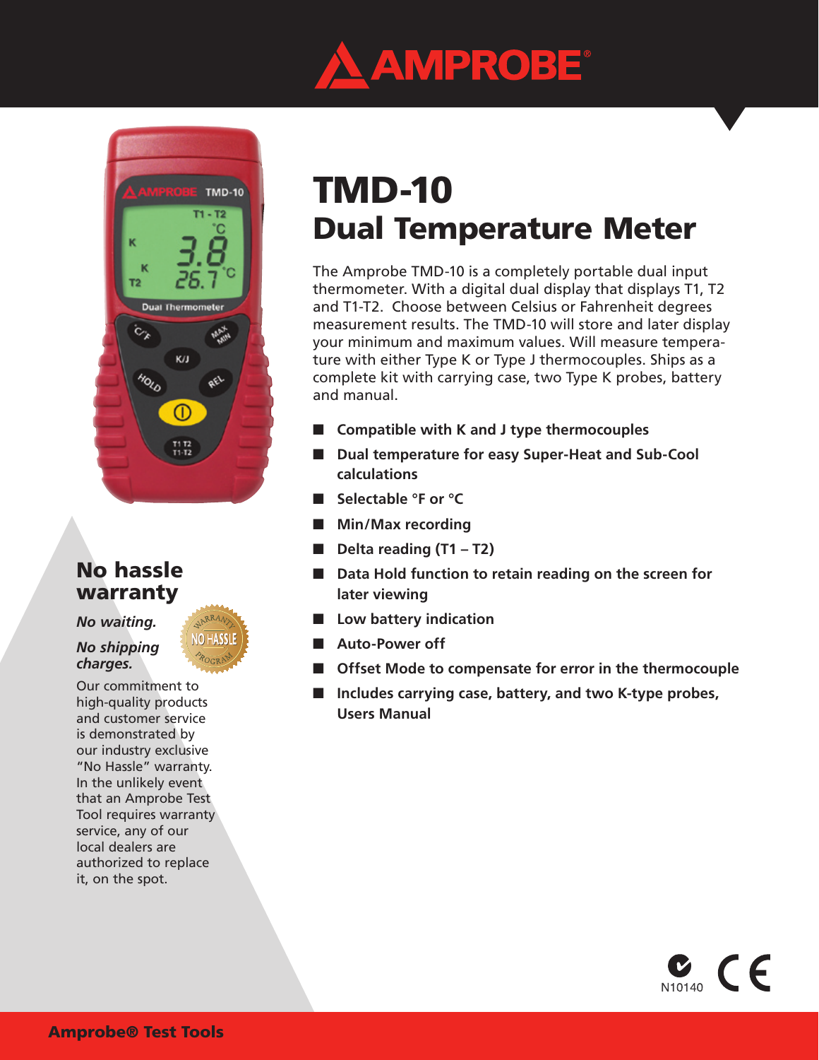# AMPROBE

# TMD-10
## Dual Temperature Meter

The Amprobe TMD-10 is a completely portable dual input thermometer. With a digital dual display that displays T1, T2 and T1-T2. Choose between Celsius or Fahrenheit degrees measurement results. The TMD-10 will store and later display your minimum and maximum values. Will measure temperature with either Type K or Type J thermocouples. Ships as a complete kit with carrying case, two Type K probes, battery and manual.

- **Compatible with K and J type thermocouples**
- **Dual temperature for easy Super-Heat and Sub-Cool calculations**
- **Selectable °F or °C**
- **Min/Max recording**
- **Delta reading (T1 – T2)**
- **Data Hold function to retain reading on the screen for later viewing**
- **Low battery indication**
- **Auto-Power off**
- **Offset Mode to compensate for error in the thermocouple**
- **Includes carrying case, battery, and two K-type probes, Users Manual**

## No hassle warranty

***No waiting.***

***No shipping charges.***

Our commitment to high-quality products and customer service is demonstrated by our industry exclusive "No Hassle" warranty. In the unlikely event that an Amprobe Test Tool requires warranty service, any of our local dealers are authorized to replace it, on the spot.

N10140

**Amprobe® Test Tools**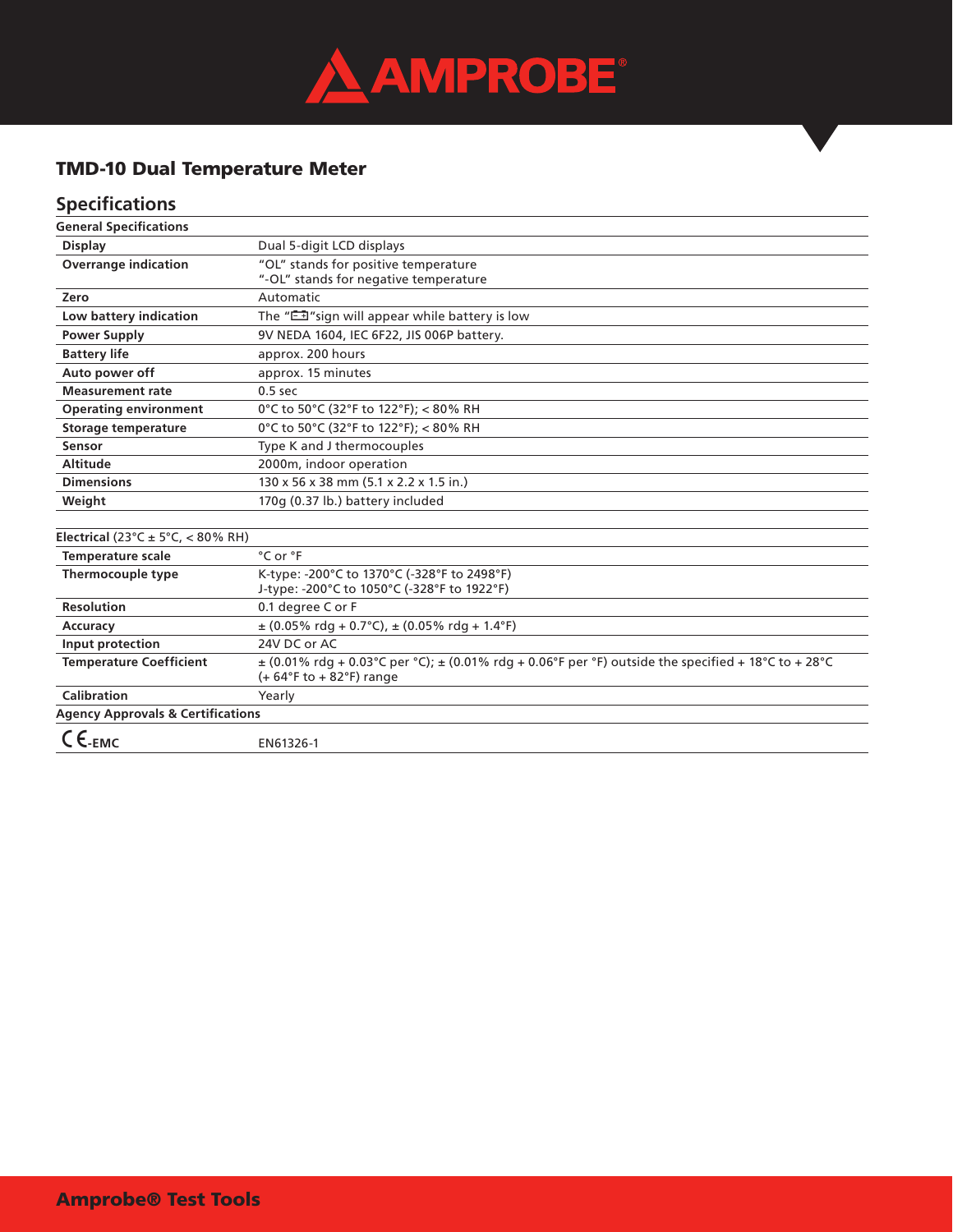# TMD-10 Dual Temperature Meter

## Specifications

| General Specifications | |
|---|---|
| Display | Dual 5-digit LCD displays |
| Overrange indication | "OL" stands for positive temperature<br>"-OL" stands for negative temperature |
| Zero | Automatic |
| Low battery indication | The "🔋"sign will appear while battery is low |
| Power Supply | 9V NEDA 1604, IEC 6F22, JIS 006P battery. |
| Battery life | approx. 200 hours |
| Auto power off | approx. 15 minutes |
| Measurement rate | 0.5 sec |
| Operating environment | 0°C to 50°C (32°F to 122°F); < 80% RH |
| Storage temperature | 0°C to 50°C (32°F to 122°F); < 80% RH |
| Sensor | Type K and J thermocouples |
| Altitude | 2000m, indoor operation |
| Dimensions | 130 x 56 x 38 mm (5.1 x 2.2 x 1.5 in.) |
| Weight | 170g (0.37 lb.) battery included |

| Electrical (23°C ± 5°C, < 80% RH) | |
|---|---|
| Temperature scale | °C or °F |
| Thermocouple type | K-type: -200°C to 1370°C (-328°F to 2498°F)<br>J-type: -200°C to 1050°C (-328°F to 1922°F) |
| Resolution | 0.1 degree C or F |
| Accuracy | ± (0.05% rdg + 0.7°C), ± (0.05% rdg + 1.4°F) |
| Input protection | 24V DC or AC |
| Temperature Coefficient | ± (0.01% rdg + 0.03°C per °C); ± (0.01% rdg + 0.06°F per °F) outside the specified + 18°C to + 28°C (+ 64°F to + 82°F) range |
| Calibration | Yearly |

| Agency Approvals & Certifications | |
|---|---|
| CE-EMC | EN61326-1 |

Amprobe® Test Tools